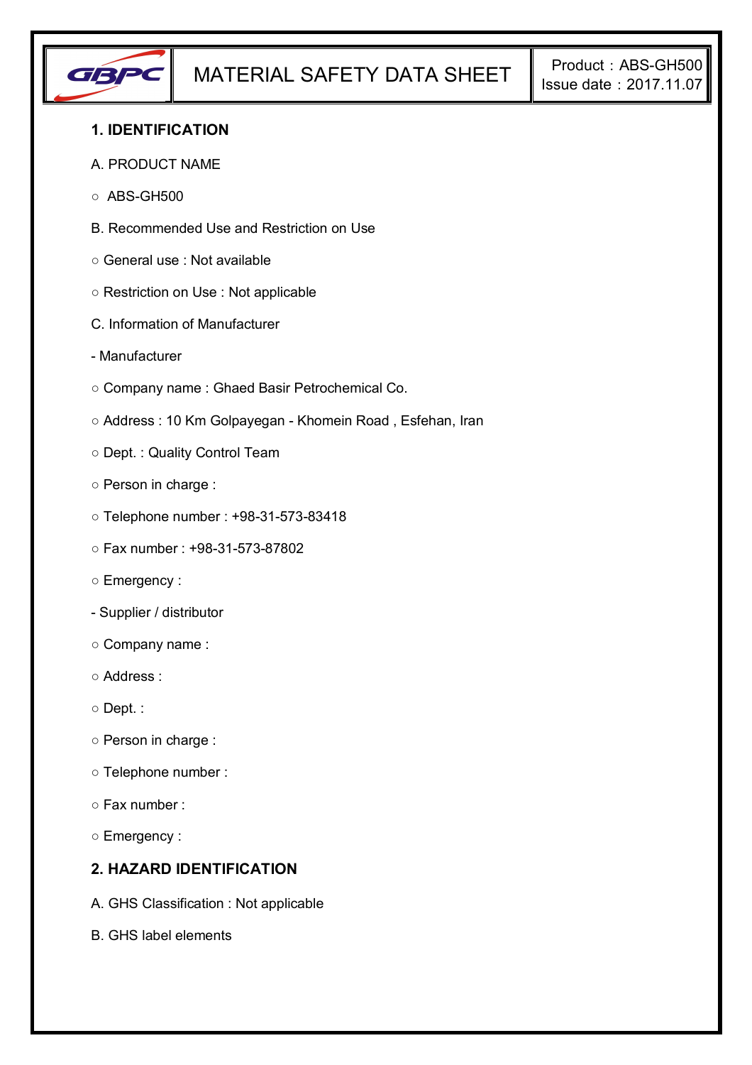| GBPC | MATERIAL SAFETY DATA SHEET | Product：ABS-GH500 Issue date：2017.11.07 |
|---|---|---|

## 1. IDENTIFICATION

A. PRODUCT NAME

○ ABS-GH500

B. Recommended Use and Restriction on Use

○ General use : Not available

○ Restriction on Use : Not applicable

C. Information of Manufacturer

- Manufacturer

○ Company name : Ghaed Basir Petrochemical Co.

○ Address : 10 Km Golpayegan - Khomein Road , Esfehan, Iran

○ Dept. : Quality Control Team

○ Person in charge :

○ Telephone number : +98-31-573-83418

○ Fax number : +98-31-573-87802

○ Emergency :

- Supplier / distributor

○ Company name :

○ Address :

○ Dept. :

○ Person in charge :

○ Telephone number :

○ Fax number :

○ Emergency :

## 2. HAZARD IDENTIFICATION

A. GHS Classification : Not applicable

B. GHS label elements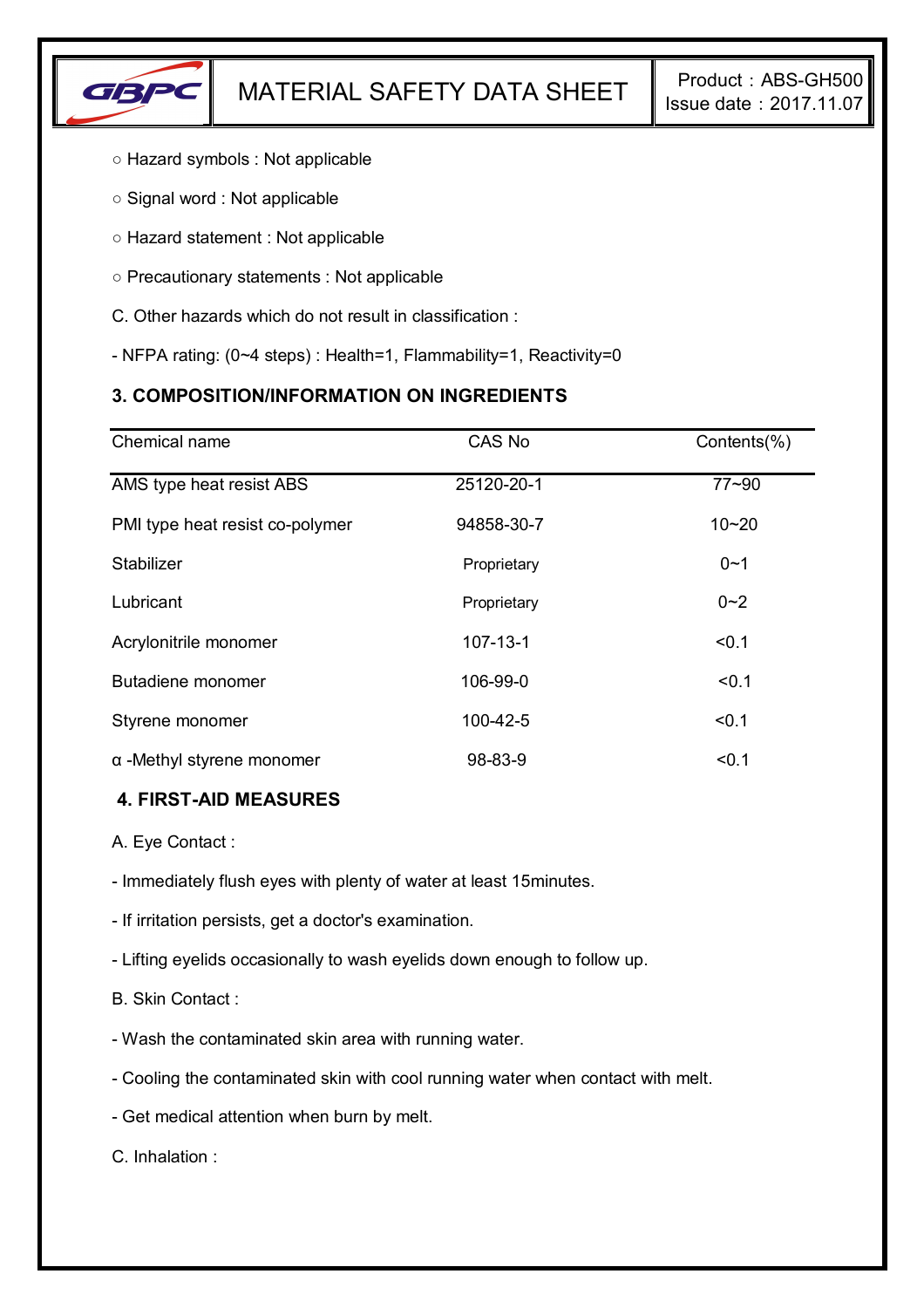○ Hazard symbols : Not applicable

○ Signal word : Not applicable

○ Hazard statement : Not applicable

○ Precautionary statements : Not applicable

C. Other hazards which do not result in classification :

- NFPA rating: (0~4 steps) : Health=1, Flammability=1, Reactivity=0

### 3. COMPOSITION/INFORMATION ON INGREDIENTS

| Chemical name | CAS No | Contents(%) |
|---|---|---|
| AMS type heat resist ABS | 25120-20-1 | 77~90 |
| PMI type heat resist co-polymer | 94858-30-7 | 10~20 |
| Stabilizer | Proprietary | 0~1 |
| Lubricant | Proprietary | 0~2 |
| Acrylonitrile monomer | 107-13-1 | <0.1 |
| Butadiene monomer | 106-99-0 | <0.1 |
| Styrene monomer | 100-42-5 | <0.1 |
| α -Methyl styrene monomer | 98-83-9 | <0.1 |

### 4. FIRST-AID MEASURES

A. Eye Contact :

- Immediately flush eyes with plenty of water at least 15minutes.
- If irritation persists, get a doctor's examination.
- Lifting eyelids occasionally to wash eyelids down enough to follow up.

B. Skin Contact :

- Wash the contaminated skin area with running water.
- Cooling the contaminated skin with cool running water when contact with melt.
- Get medical attention when burn by melt.

C. Inhalation :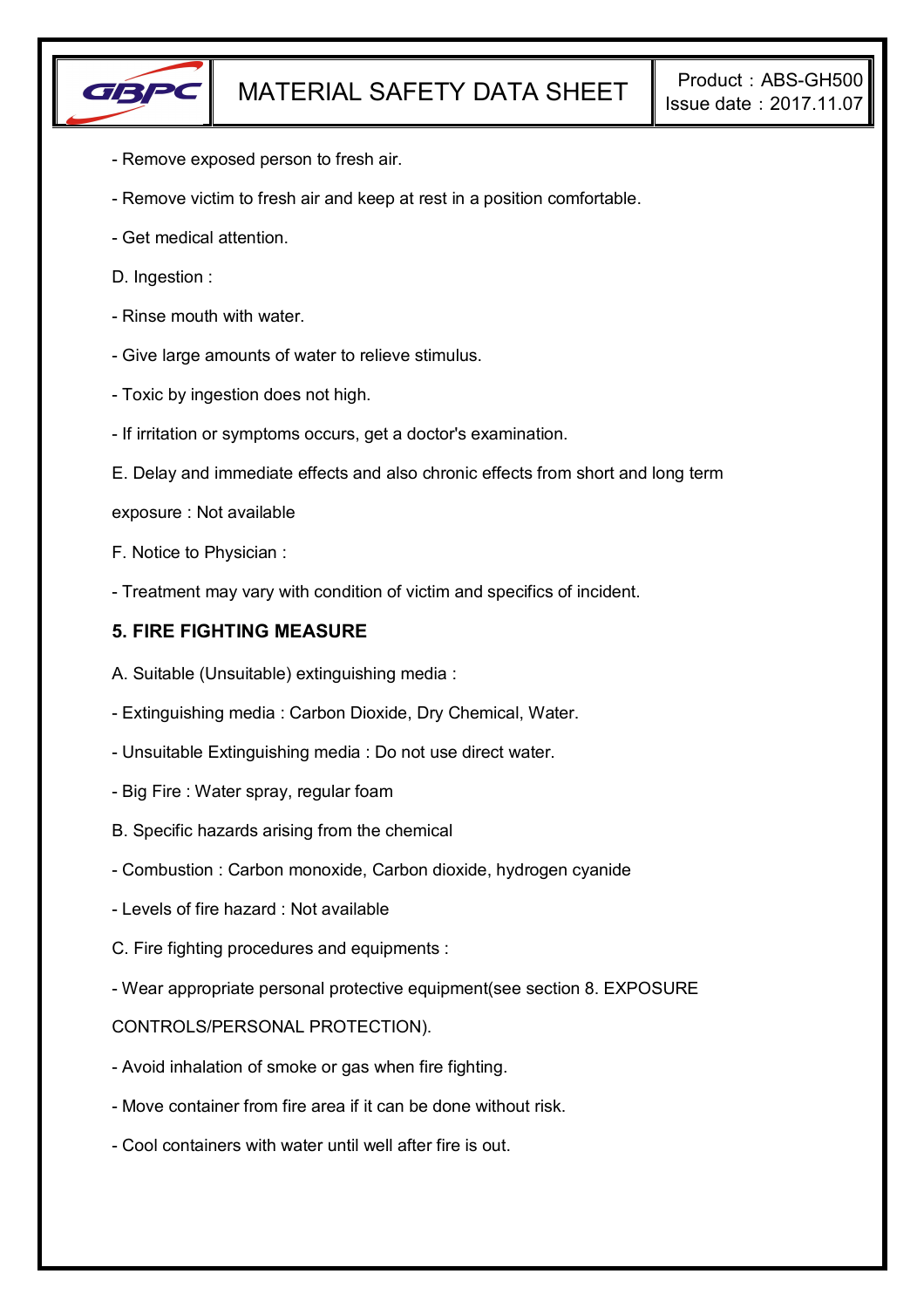- Remove exposed person to fresh air.

- Remove victim to fresh air and keep at rest in a position comfortable.

- Get medical attention.

D. Ingestion :

- Rinse mouth with water.

- Give large amounts of water to relieve stimulus.

- Toxic by ingestion does not high.

- If irritation or symptoms occurs, get a doctor's examination.

E. Delay and immediate effects and also chronic effects from short and long term exposure : Not available

F. Notice to Physician :

- Treatment may vary with condition of victim and specifics of incident.

## 5. FIRE FIGHTING MEASURE

A. Suitable (Unsuitable) extinguishing media :

- Extinguishing media : Carbon Dioxide, Dry Chemical, Water.

- Unsuitable Extinguishing media : Do not use direct water.

- Big Fire : Water spray, regular foam

B. Specific hazards arising from the chemical

- Combustion : Carbon monoxide, Carbon dioxide, hydrogen cyanide

- Levels of fire hazard : Not available

C. Fire fighting procedures and equipments :

- Wear appropriate personal protective equipment(see section 8. EXPOSURE CONTROLS/PERSONAL PROTECTION).

- Avoid inhalation of smoke or gas when fire fighting.

- Move container from fire area if it can be done without risk.

- Cool containers with water until well after fire is out.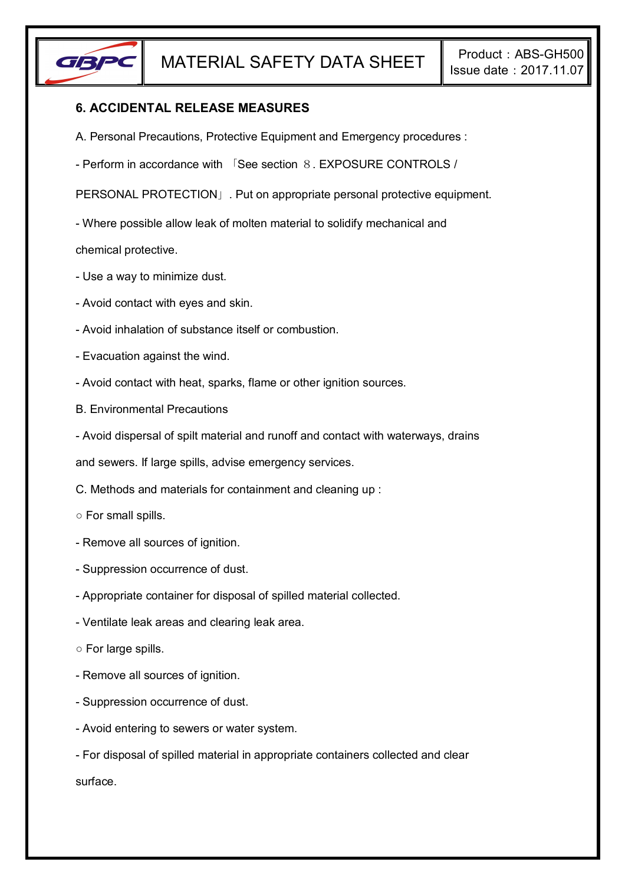## 6. ACCIDENTAL RELEASE MEASURES

A. Personal Precautions, Protective Equipment and Emergency procedures :

- Perform in accordance with 「See section ８. EXPOSURE CONTROLS / PERSONAL PROTECTION」. Put on appropriate personal protective equipment.
- Where possible allow leak of molten material to solidify mechanical and chemical protective.
- Use a way to minimize dust.
- Avoid contact with eyes and skin.
- Avoid inhalation of substance itself or combustion.
- Evacuation against the wind.
- Avoid contact with heat, sparks, flame or other ignition sources.

B. Environmental Precautions

- Avoid dispersal of spilt material and runoff and contact with waterways, drains and sewers. If large spills, advise emergency services.

C. Methods and materials for containment and cleaning up :

○ For small spills.

- Remove all sources of ignition.
- Suppression occurrence of dust.
- Appropriate container for disposal of spilled material collected.
- Ventilate leak areas and clearing leak area.

○ For large spills.

- Remove all sources of ignition.
- Suppression occurrence of dust.
- Avoid entering to sewers or water system.
- For disposal of spilled material in appropriate containers collected and clear surface.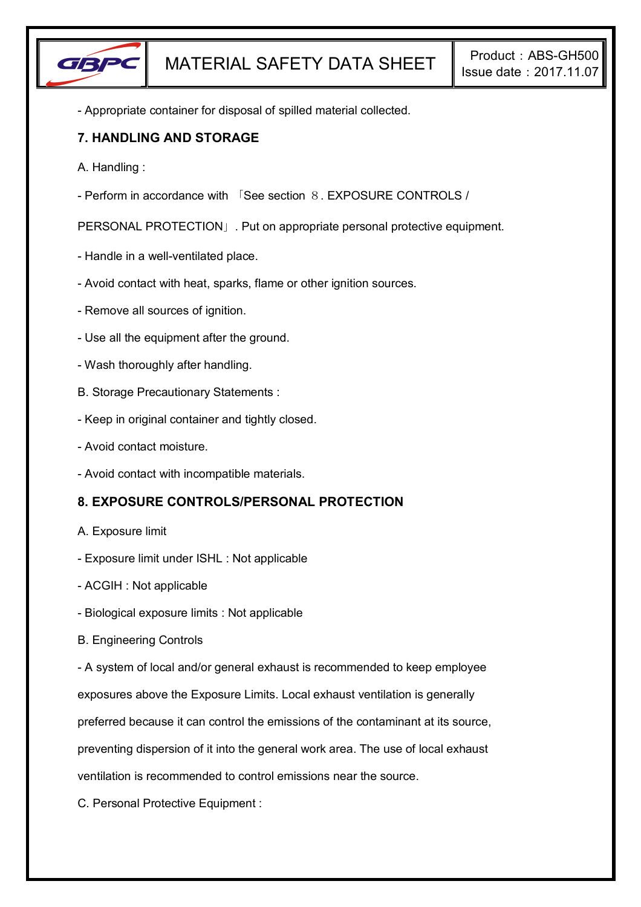- Appropriate container for disposal of spilled material collected.

## 7. HANDLING AND STORAGE

A. Handling :

- Perform in accordance with 「See section ８. EXPOSURE CONTROLS / PERSONAL PROTECTION」. Put on appropriate personal protective equipment.
- Handle in a well-ventilated place.
- Avoid contact with heat, sparks, flame or other ignition sources.
- Remove all sources of ignition.
- Use all the equipment after the ground.
- Wash thoroughly after handling.

B. Storage Precautionary Statements :

- Keep in original container and tightly closed.
- Avoid contact moisture.
- Avoid contact with incompatible materials.

## 8. EXPOSURE CONTROLS/PERSONAL PROTECTION

A. Exposure limit

- Exposure limit under ISHL : Not applicable
- ACGIH : Not applicable
- Biological exposure limits : Not applicable

B. Engineering Controls

- A system of local and/or general exhaust is recommended to keep employee exposures above the Exposure Limits. Local exhaust ventilation is generally preferred because it can control the emissions of the contaminant at its source, preventing dispersion of it into the general work area. The use of local exhaust ventilation is recommended to control emissions near the source.

C. Personal Protective Equipment :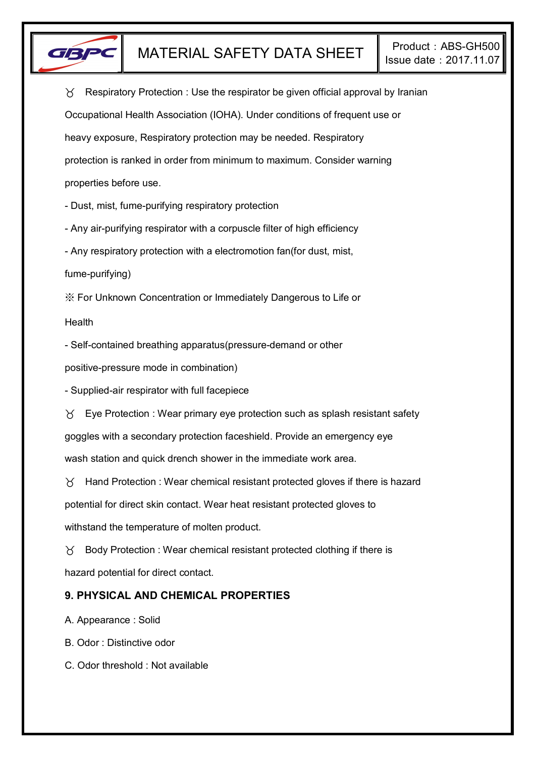ᴕ Respiratory Protection : Use the respirator be given official approval by Iranian Occupational Health Association (IOHA). Under conditions of frequent use or heavy exposure, Respiratory protection may be needed. Respiratory protection is ranked in order from minimum to maximum. Consider warning properties before use.

- Dust, mist, fume-purifying respiratory protection
- Any air-purifying respirator with a corpuscle filter of high efficiency
- Any respiratory protection with a electromotion fan(for dust, mist, fume-purifying)

※ For Unknown Concentration or Immediately Dangerous to Life or Health

- Self-contained breathing apparatus(pressure-demand or other positive-pressure mode in combination)
- Supplied-air respirator with full facepiece

ᴕ Eye Protection : Wear primary eye protection such as splash resistant safety goggles with a secondary protection faceshield. Provide an emergency eye wash station and quick drench shower in the immediate work area.

ᴕ Hand Protection : Wear chemical resistant protected gloves if there is hazard potential for direct skin contact. Wear heat resistant protected gloves to withstand the temperature of molten product.

ᴕ Body Protection : Wear chemical resistant protected clothing if there is hazard potential for direct contact.

## 9. PHYSICAL AND CHEMICAL PROPERTIES

A. Appearance : Solid

B. Odor : Distinctive odor

C. Odor threshold : Not available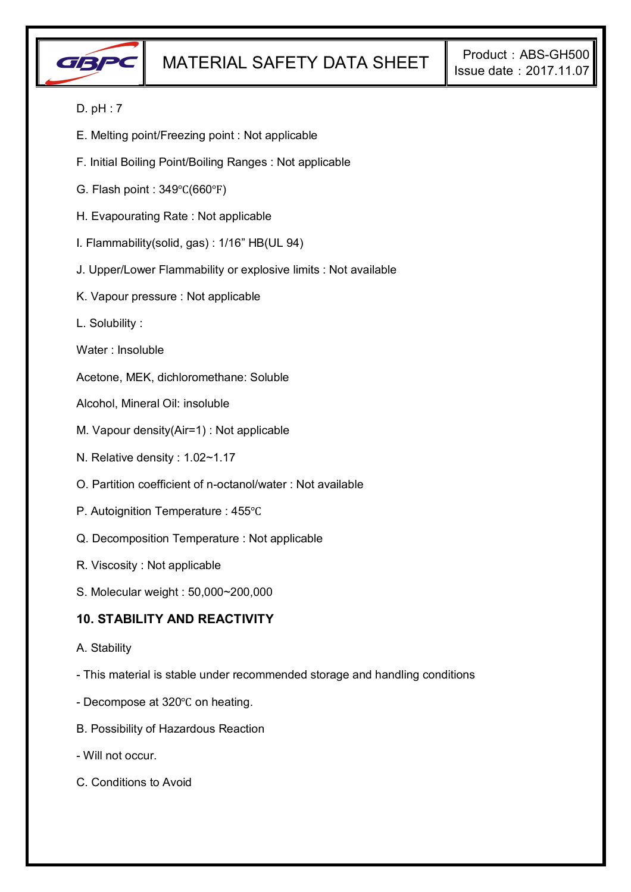D. pH : 7

E. Melting point/Freezing point : Not applicable

F. Initial Boiling Point/Boiling Ranges : Not applicable

G. Flash point : 349℃(660℉)

H. Evapourating Rate : Not applicable

I. Flammability(solid, gas) : 1/16” HB(UL 94)

J. Upper/Lower Flammability or explosive limits : Not available

K. Vapour pressure : Not applicable

L. Solubility :

Water : Insoluble

Acetone, MEK, dichloromethane: Soluble

Alcohol, Mineral Oil: insoluble

M. Vapour density(Air=1) : Not applicable

N. Relative density : 1.02~1.17

O. Partition coefficient of n-octanol/water : Not available

P. Autoignition Temperature : 455℃

Q. Decomposition Temperature : Not applicable

R. Viscosity : Not applicable

S. Molecular weight : 50,000~200,000

## 10. STABILITY AND REACTIVITY

A. Stability

- This material is stable under recommended storage and handling conditions

- Decompose at 320℃ on heating.

B. Possibility of Hazardous Reaction

- Will not occur.

C. Conditions to Avoid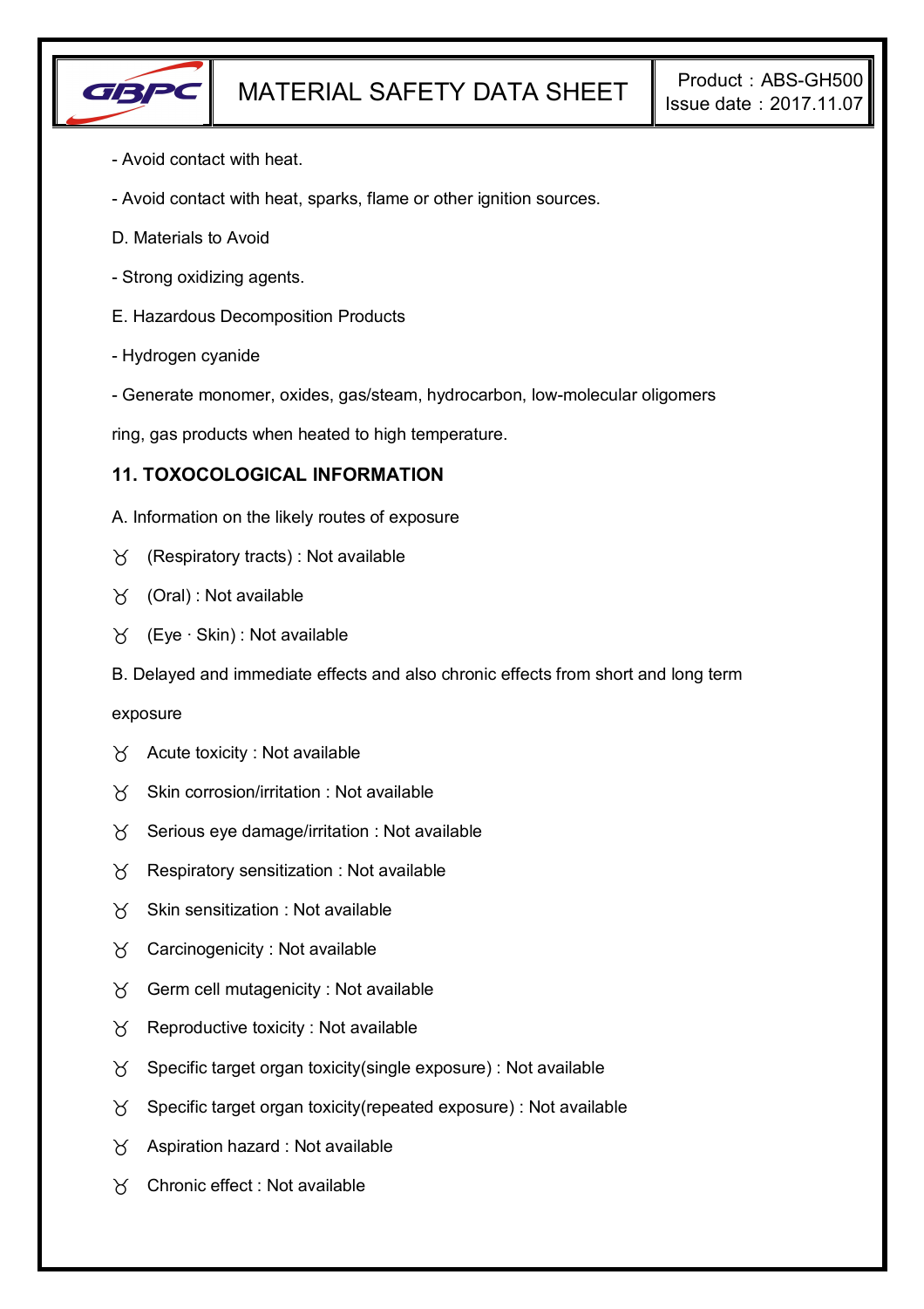- Avoid contact with heat.

- Avoid contact with heat, sparks, flame or other ignition sources.

D. Materials to Avoid

- Strong oxidizing agents.

E. Hazardous Decomposition Products

- Hydrogen cyanide

- Generate monomer, oxides, gas/steam, hydrocarbon, low-molecular oligomers ring, gas products when heated to high temperature.

## 11. TOXOCOLOGICAL INFORMATION

A. Information on the likely routes of exposure

- ♉ (Respiratory tracts) : Not available
- ♉ (Oral) : Not available
- ♉ (Eye · Skin) : Not available

B. Delayed and immediate effects and also chronic effects from short and long term exposure

- ♉ Acute toxicity : Not available
- ♉ Skin corrosion/irritation : Not available
- ♉ Serious eye damage/irritation : Not available
- ♉ Respiratory sensitization : Not available
- ♉ Skin sensitization : Not available
- ♉ Carcinogenicity : Not available
- ♉ Germ cell mutagenicity : Not available
- ♉ Reproductive toxicity : Not available
- ♉ Specific target organ toxicity(single exposure) : Not available
- ♉ Specific target organ toxicity(repeated exposure) : Not available
- ♉ Aspiration hazard : Not available
- ♉ Chronic effect : Not available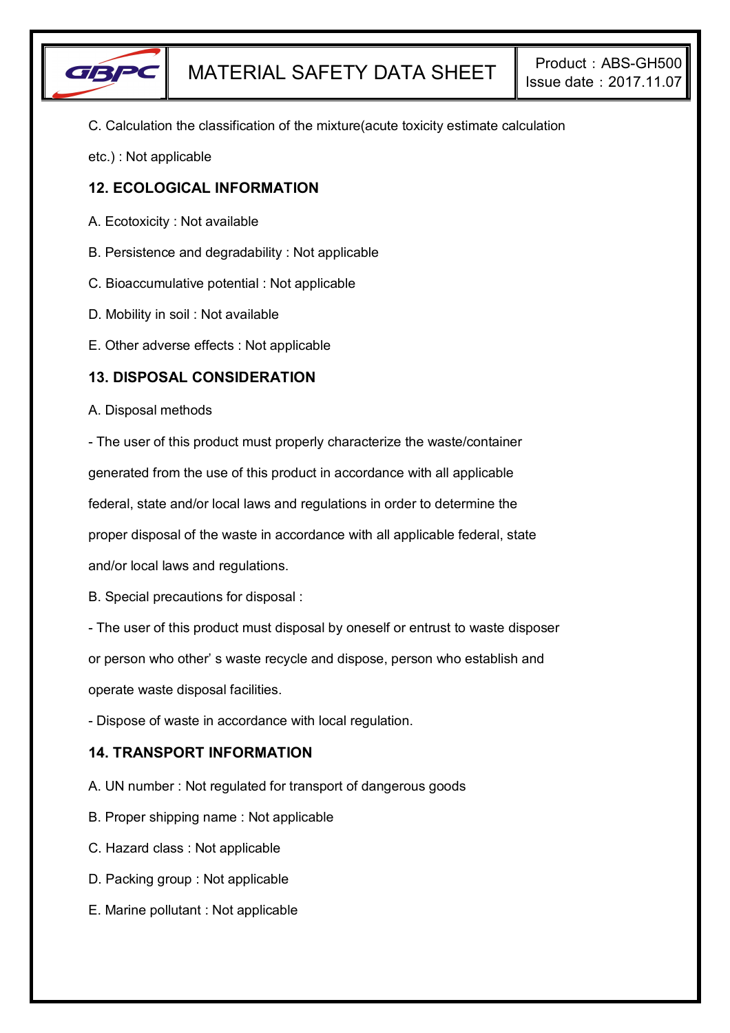C. Calculation the classification of the mixture(acute toxicity estimate calculation etc.) : Not applicable

## 12. ECOLOGICAL INFORMATION

A. Ecotoxicity : Not available

B. Persistence and degradability : Not applicable

C. Bioaccumulative potential : Not applicable

D. Mobility in soil : Not available

E. Other adverse effects : Not applicable

## 13. DISPOSAL CONSIDERATION

A. Disposal methods

- The user of this product must properly characterize the waste/container generated from the use of this product in accordance with all applicable federal, state and/or local laws and regulations in order to determine the proper disposal of the waste in accordance with all applicable federal, state and/or local laws and regulations.

B. Special precautions for disposal :

- The user of this product must disposal by oneself or entrust to waste disposer or person who other' s waste recycle and dispose, person who establish and operate waste disposal facilities.
- Dispose of waste in accordance with local regulation.

## 14. TRANSPORT INFORMATION

A. UN number : Not regulated for transport of dangerous goods

B. Proper shipping name : Not applicable

C. Hazard class : Not applicable

D. Packing group : Not applicable

E. Marine pollutant : Not applicable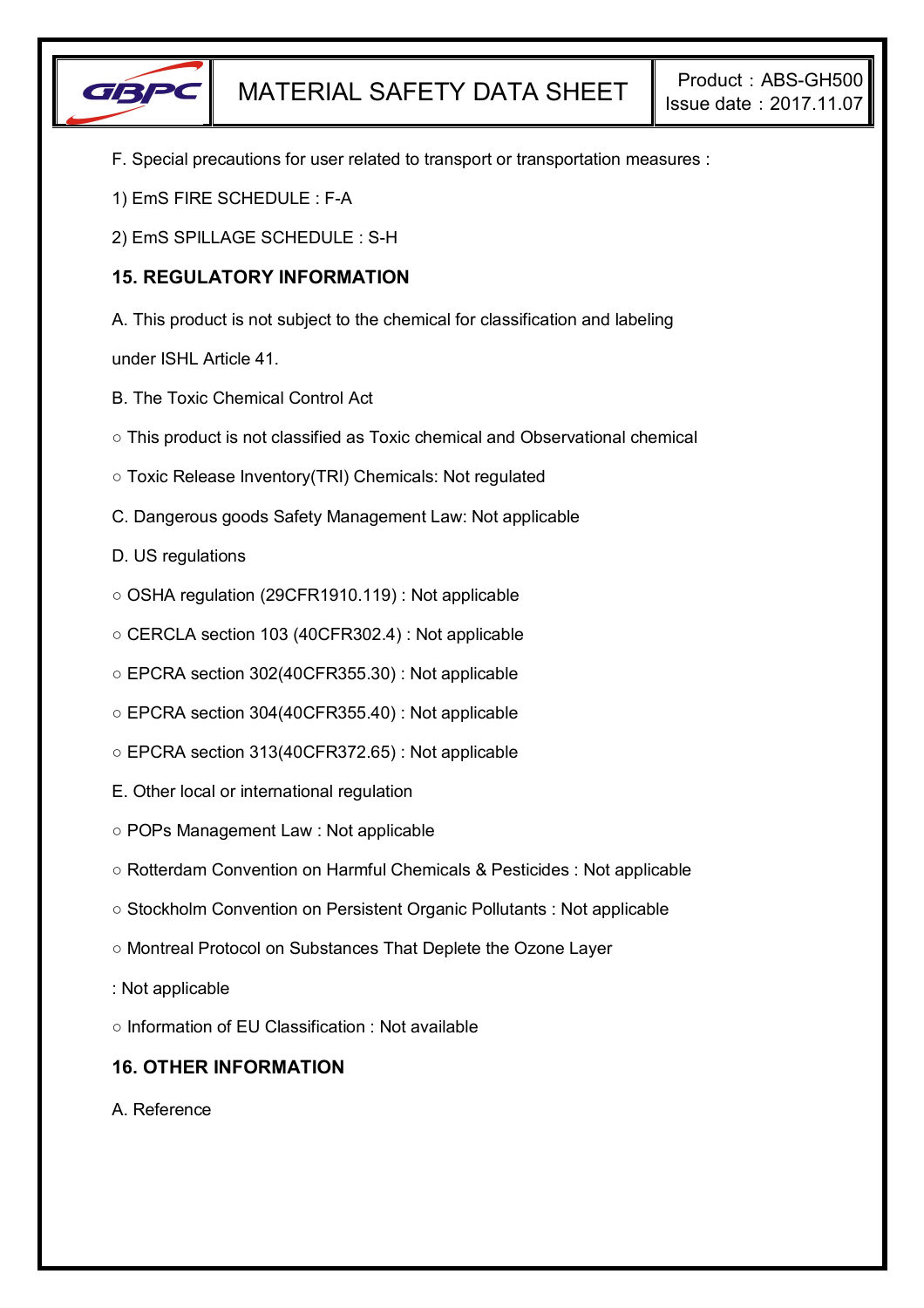F. Special precautions for user related to transport or transportation measures :

1) EmS FIRE SCHEDULE : F-A

2) EmS SPILLAGE SCHEDULE : S-H

## 15. REGULATORY INFORMATION

A. This product is not subject to the chemical for classification and labeling under ISHL Article 41.

B. The Toxic Chemical Control Act

○ This product is not classified as Toxic chemical and Observational chemical

○ Toxic Release Inventory(TRI) Chemicals: Not regulated

C. Dangerous goods Safety Management Law: Not applicable

D. US regulations

○ OSHA regulation (29CFR1910.119) : Not applicable

○ CERCLA section 103 (40CFR302.4) : Not applicable

○ EPCRA section 302(40CFR355.30) : Not applicable

○ EPCRA section 304(40CFR355.40) : Not applicable

○ EPCRA section 313(40CFR372.65) : Not applicable

E. Other local or international regulation

○ POPs Management Law : Not applicable

○ Rotterdam Convention on Harmful Chemicals & Pesticides : Not applicable

○ Stockholm Convention on Persistent Organic Pollutants : Not applicable

○ Montreal Protocol on Substances That Deplete the Ozone Layer : Not applicable

○ Information of EU Classification : Not available

## 16. OTHER INFORMATION

A. Reference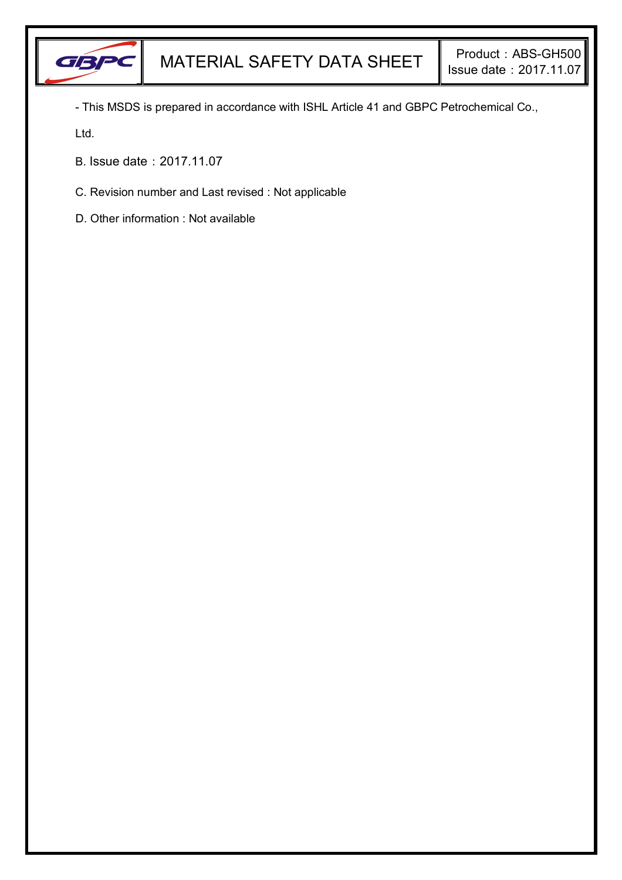- This MSDS is prepared in accordance with ISHL Article 41 and GBPC Petrochemical Co., Ltd.

B. Issue date：2017.11.07

C. Revision number and Last revised : Not applicable

D. Other information : Not available